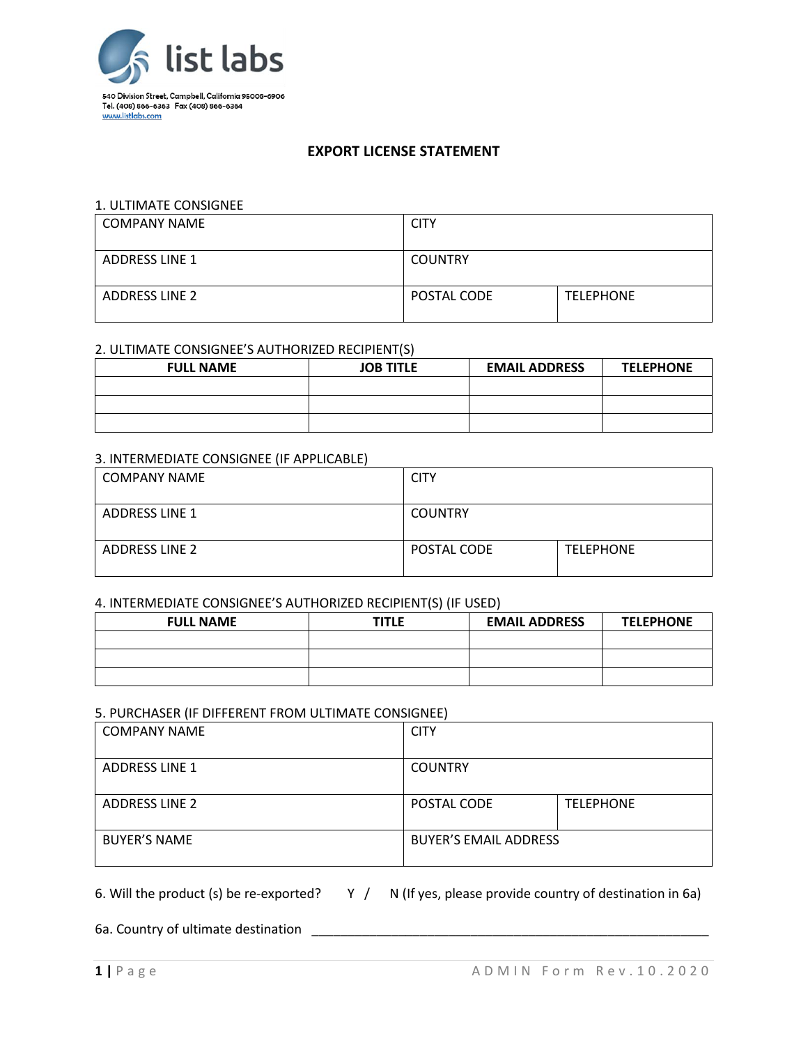list labs

540 Division Street, Campbell, California 95008-6906
Tel. (408) 866-6363 Fax (408) 866-6364
www.listlabs.com

# EXPORT LICENSE STATEMENT

1. ULTIMATE CONSIGNEE

| COMPANY NAME | CITY | |
|---|---|---|
| ADDRESS LINE 1 | COUNTRY | |
| ADDRESS LINE 2 | POSTAL CODE | TELEPHONE |

2. ULTIMATE CONSIGNEE'S AUTHORIZED RECIPIENT(S)

| FULL NAME | JOB TITLE | EMAIL ADDRESS | TELEPHONE |
|---|---|---|---|
| | | | |
| | | | |
| | | | |

3. INTERMEDIATE CONSIGNEE (IF APPLICABLE)

| COMPANY NAME | CITY | |
|---|---|---|
| ADDRESS LINE 1 | COUNTRY | |
| ADDRESS LINE 2 | POSTAL CODE | TELEPHONE |

4. INTERMEDIATE CONSIGNEE'S AUTHORIZED RECIPIENT(S) (IF USED)

| FULL NAME | TITLE | EMAIL ADDRESS | TELEPHONE |
|---|---|---|---|
| | | | |
| | | | |
| | | | |

5. PURCHASER (IF DIFFERENT FROM ULTIMATE CONSIGNEE)

| COMPANY NAME | CITY | |
|---|---|---|
| ADDRESS LINE 1 | COUNTRY | |
| ADDRESS LINE 2 | POSTAL CODE | TELEPHONE |
| BUYER'S NAME | BUYER'S EMAIL ADDRESS | |

6. Will the product (s) be re-exported? Y / N (If yes, please provide country of destination in 6a)

6a. Country of ultimate destination ___________________________________________________________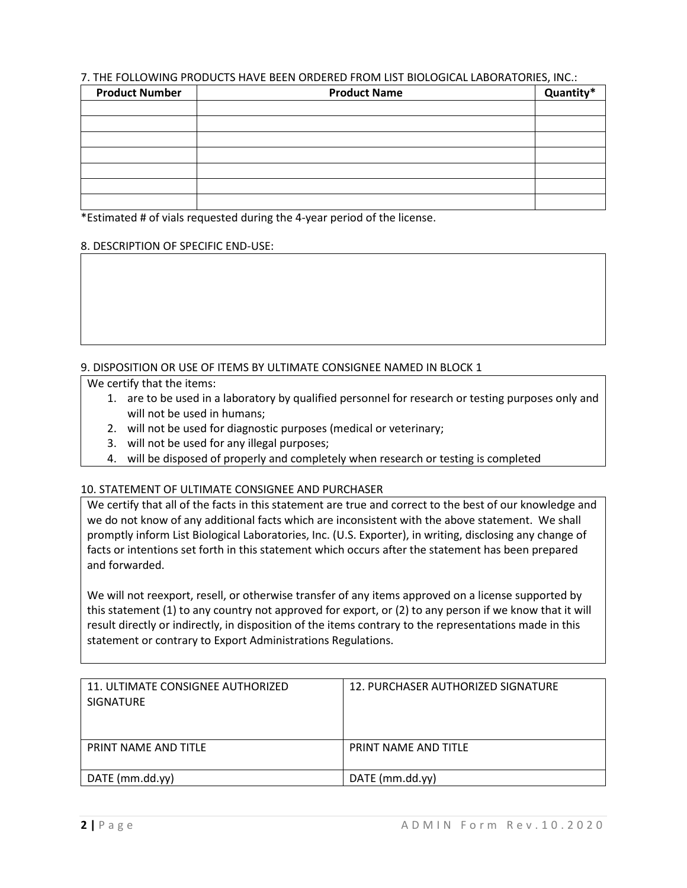7. THE FOLLOWING PRODUCTS HAVE BEEN ORDERED FROM LIST BIOLOGICAL LABORATORIES, INC.:

| Product Number | Product Name | Quantity* |
|---|---|---|
| | | |
| | | |
| | | |
| | | |
| | | |
| | | |
| | | |

*Estimated # of vials requested during the 4-year period of the license.

8. DESCRIPTION OF SPECIFIC END-USE:

| |
|---|
| |

9. DISPOSITION OR USE OF ITEMS BY ULTIMATE CONSIGNEE NAMED IN BLOCK 1

We certify that the items:

1. are to be used in a laboratory by qualified personnel for research or testing purposes only and will not be used in humans;
2. will not be used for diagnostic purposes (medical or veterinary;
3. will not be used for any illegal purposes;
4. will be disposed of properly and completely when research or testing is completed

10. STATEMENT OF ULTIMATE CONSIGNEE AND PURCHASER

We certify that all of the facts in this statement are true and correct to the best of our knowledge and we do not know of any additional facts which are inconsistent with the above statement. We shall promptly inform List Biological Laboratories, Inc. (U.S. Exporter), in writing, disclosing any change of facts or intentions set forth in this statement which occurs after the statement has been prepared and forwarded.

We will not reexport, resell, or otherwise transfer of any items approved on a license supported by this statement (1) to any country not approved for export, or (2) to any person if we know that it will result directly or indirectly, in disposition of the items contrary to the representations made in this statement or contrary to Export Administrations Regulations.

| | |
|---|---|
| 11. ULTIMATE CONSIGNEE AUTHORIZED SIGNATURE | 12. PURCHASER AUTHORIZED SIGNATURE |
| PRINT NAME AND TITLE | PRINT NAME AND TITLE |
| DATE (mm.dd.yy) | DATE (mm.dd.yy) |